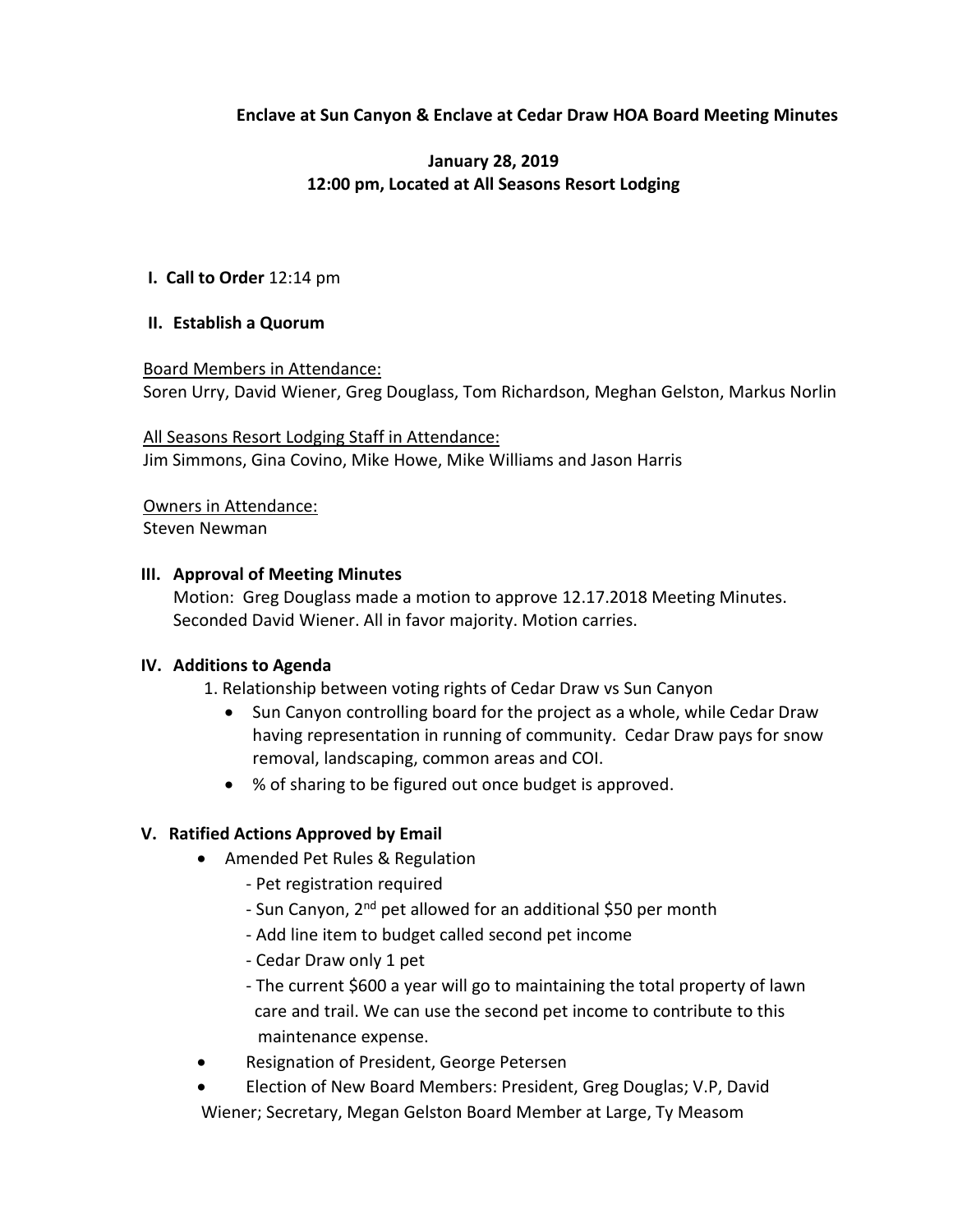**Enclave at Sun Canyon & Enclave at Cedar Draw HOA Board Meeting Minutes**

**January 28, 2019**
**12:00 pm, Located at All Seasons Resort Lodging**

**I. Call to Order** 12:14 pm

**II. Establish a Quorum**

Board Members in Attendance:
Soren Urry, David Wiener, Greg Douglass, Tom Richardson, Meghan Gelston, Markus Norlin

All Seasons Resort Lodging Staff in Attendance:
Jim Simmons, Gina Covino, Mike Howe, Mike Williams and Jason Harris

Owners in Attendance:
Steven Newman

**III. Approval of Meeting Minutes**

Motion: Greg Douglass made a motion to approve 12.17.2018 Meeting Minutes. Seconded David Wiener. All in favor majority. Motion carries.

**IV. Additions to Agenda**

1. Relationship between voting rights of Cedar Draw vs Sun Canyon
   - Sun Canyon controlling board for the project as a whole, while Cedar Draw having representation in running of community. Cedar Draw pays for snow removal, landscaping, common areas and COI.
   - % of sharing to be figured out once budget is approved.

**V. Ratified Actions Approved by Email**

- Amended Pet Rules & Regulation
  - Pet registration required
  - Sun Canyon, 2nd pet allowed for an additional $50 per month
  - Add line item to budget called second pet income
  - Cedar Draw only 1 pet
  - The current $600 a year will go to maintaining the total property of lawn care and trail. We can use the second pet income to contribute to this maintenance expense.
- Resignation of President, George Petersen
- Election of New Board Members: President, Greg Douglas; V.P, David Wiener; Secretary, Megan Gelston Board Member at Large, Ty Measom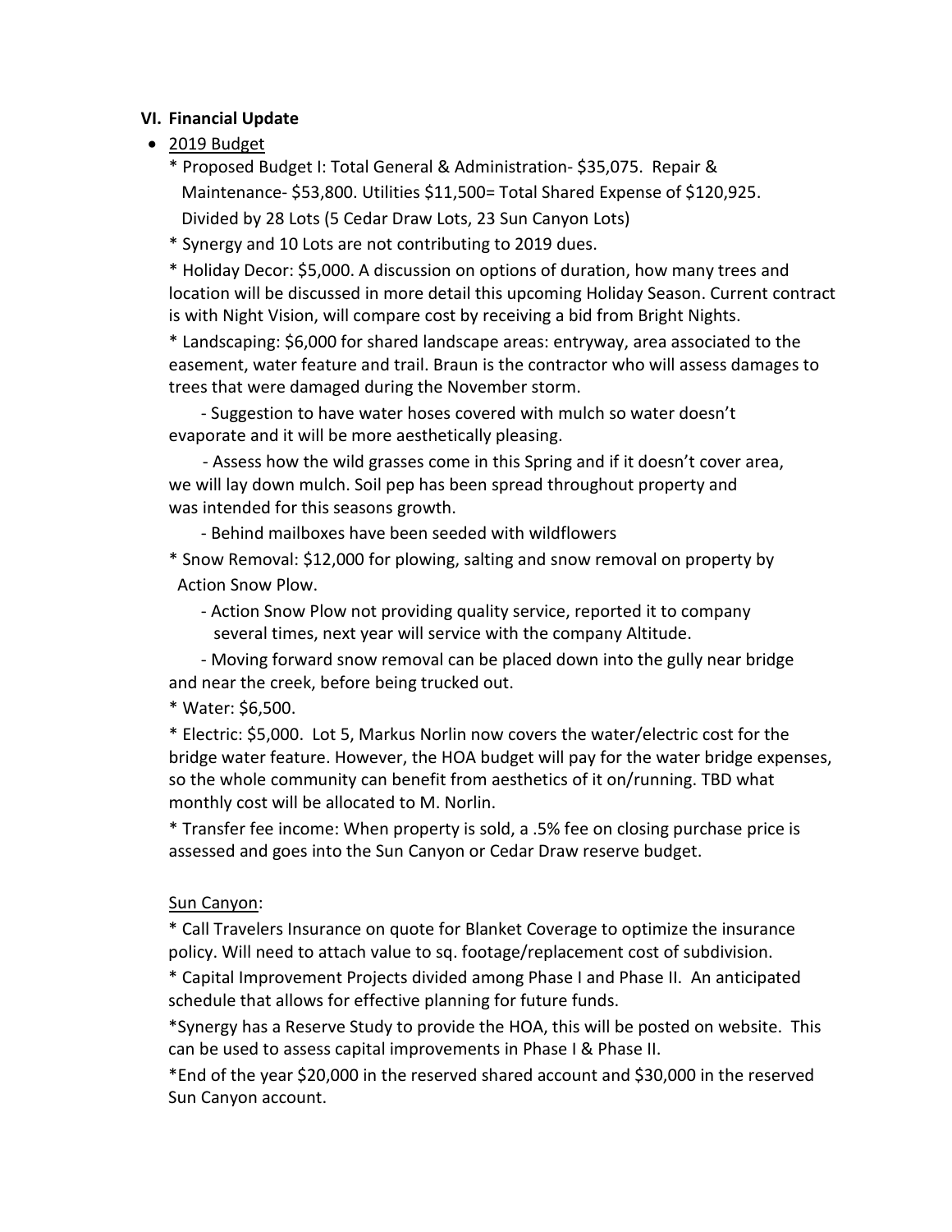## VI. Financial Update

- 2019 Budget

  * Proposed Budget I: Total General & Administration- $35,075. Repair & Maintenance- $53,800. Utilities $11,500= Total Shared Expense of $120,925. Divided by 28 Lots (5 Cedar Draw Lots, 23 Sun Canyon Lots)

  * Synergy and 10 Lots are not contributing to 2019 dues.

  * Holiday Decor: $5,000. A discussion on options of duration, how many trees and location will be discussed in more detail this upcoming Holiday Season. Current contract is with Night Vision, will compare cost by receiving a bid from Bright Nights.

  * Landscaping: $6,000 for shared landscape areas: entryway, area associated to the easement, water feature and trail. Braun is the contractor who will assess damages to trees that were damaged during the November storm.

    - Suggestion to have water hoses covered with mulch so water doesn't evaporate and it will be more aesthetically pleasing.

    - Assess how the wild grasses come in this Spring and if it doesn't cover area, we will lay down mulch. Soil pep has been spread throughout property and was intended for this seasons growth.

    - Behind mailboxes have been seeded with wildflowers

  * Snow Removal: $12,000 for plowing, salting and snow removal on property by Action Snow Plow.

    - Action Snow Plow not providing quality service, reported it to company several times, next year will service with the company Altitude.

    - Moving forward snow removal can be placed down into the gully near bridge and near the creek, before being trucked out.

  * Water: $6,500.

  * Electric: $5,000. Lot 5, Markus Norlin now covers the water/electric cost for the bridge water feature. However, the HOA budget will pay for the water bridge expenses, so the whole community can benefit from aesthetics of it on/running. TBD what monthly cost will be allocated to M. Norlin.

  * Transfer fee income: When property is sold, a .5% fee on closing purchase price is assessed and goes into the Sun Canyon or Cedar Draw reserve budget.

  Sun Canyon:

  * Call Travelers Insurance on quote for Blanket Coverage to optimize the insurance policy. Will need to attach value to sq. footage/replacement cost of subdivision.

  * Capital Improvement Projects divided among Phase I and Phase II. An anticipated schedule that allows for effective planning for future funds.

  *Synergy has a Reserve Study to provide the HOA, this will be posted on website. This can be used to assess capital improvements in Phase I & Phase II.

  *End of the year $20,000 in the reserved shared account and $30,000 in the reserved Sun Canyon account.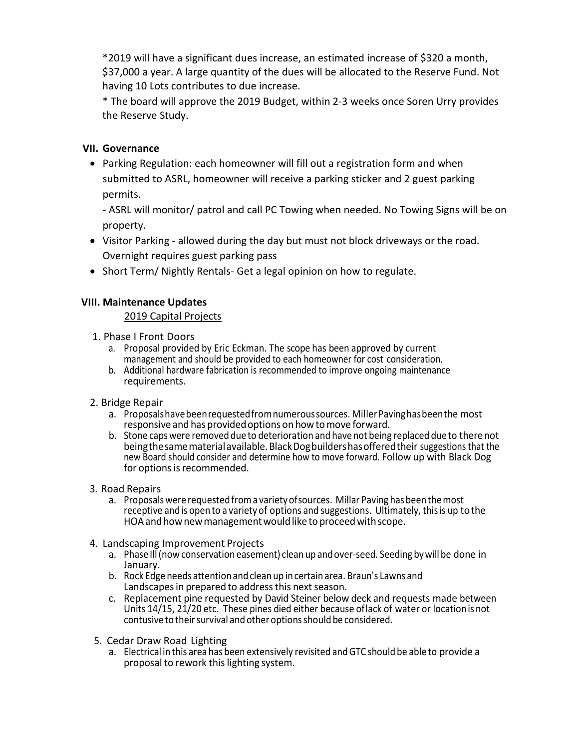*2019 will have a significant dues increase, an estimated increase of $320 a month, $37,000 a year. A large quantity of the dues will be allocated to the Reserve Fund. Not having 10 Lots contributes to due increase.

* The board will approve the 2019 Budget, within 2-3 weeks once Soren Urry provides the Reserve Study.

## VII. Governance

- Parking Regulation: each homeowner will fill out a registration form and when submitted to ASRL, homeowner will receive a parking sticker and 2 guest parking permits.

  - ASRL will monitor/ patrol and call PC Towing when needed. No Towing Signs will be on property.
- Visitor Parking - allowed during the day but must not block driveways or the road. Overnight requires guest parking pass
- Short Term/ Nightly Rentals- Get a legal opinion on how to regulate.

## VIII. Maintenance Updates

2019 Capital Projects

1. Phase I Front Doors
   a. Proposal provided by Eric Eckman. The scope has been approved by current management and should be provided to each homeowner for cost consideration.
   b. Additional hardware fabrication is recommended to improve ongoing maintenance requirements.

2. Bridge Repair
   a. Proposals have been requested from numerous sources. Miller Paving has been the most responsive and has provided options on how to move forward.
   b. Stone caps were removed due to deterioration and have not being replaced due to there not being the same material available. Black Dog builders has offered their suggestions that the new Board should consider and determine how to move forward. Follow up with Black Dog for options is recommended.

3. Road Repairs
   a. Proposals were requested from a variety of sources. Millar Paving has been the most receptive and is open to a variety of options and suggestions. Ultimately, this is up to the HOA and how new management would like to proceed with scope.

4. Landscaping Improvement Projects
   a. Phase III (now conservation easement) clean up and over-seed. Seeding by will be done in January.
   b. Rock Edge needs attention and clean up in certain area. Braun's Lawns and Landscapes in prepared to address this next season.
   c. Replacement pine requested by David Steiner below deck and requests made between Units 14/15, 21/20 etc. These pines died either because of lack of water or location is not contusive to their survival and other options should be considered.

5. Cedar Draw Road Lighting
   a. Electrical in this area has been extensively revisited and GTC should be able to provide a proposal to rework this lighting system.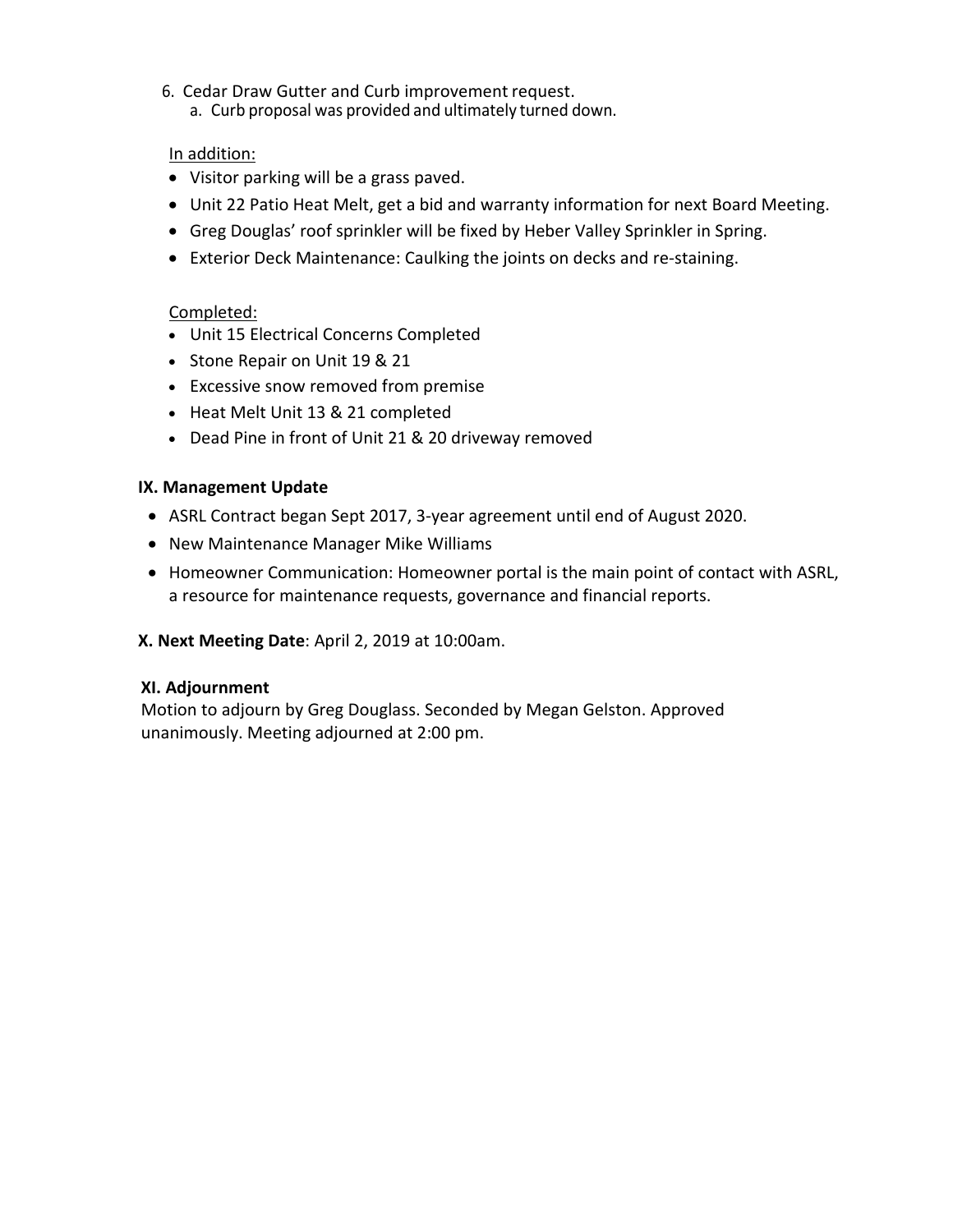6. Cedar Draw Gutter and Curb improvement request.
    a. Curb proposal was provided and ultimately turned down.

In addition:

- Visitor parking will be a grass paved.
- Unit 22 Patio Heat Melt, get a bid and warranty information for next Board Meeting.
- Greg Douglas' roof sprinkler will be fixed by Heber Valley Sprinkler in Spring.
- Exterior Deck Maintenance: Caulking the joints on decks and re-staining.

Completed:

- Unit 15 Electrical Concerns Completed
- Stone Repair on Unit 19 & 21
- Excessive snow removed from premise
- Heat Melt Unit 13 & 21 completed
- Dead Pine in front of Unit 21 & 20 driveway removed

**IX. Management Update**

- ASRL Contract began Sept 2017, 3-year agreement until end of August 2020.
- New Maintenance Manager Mike Williams
- Homeowner Communication: Homeowner portal is the main point of contact with ASRL, a resource for maintenance requests, governance and financial reports.

**X. Next Meeting Date**: April 2, 2019 at 10:00am.

**XI. Adjournment**

Motion to adjourn by Greg Douglass. Seconded by Megan Gelston. Approved unanimously. Meeting adjourned at 2:00 pm.